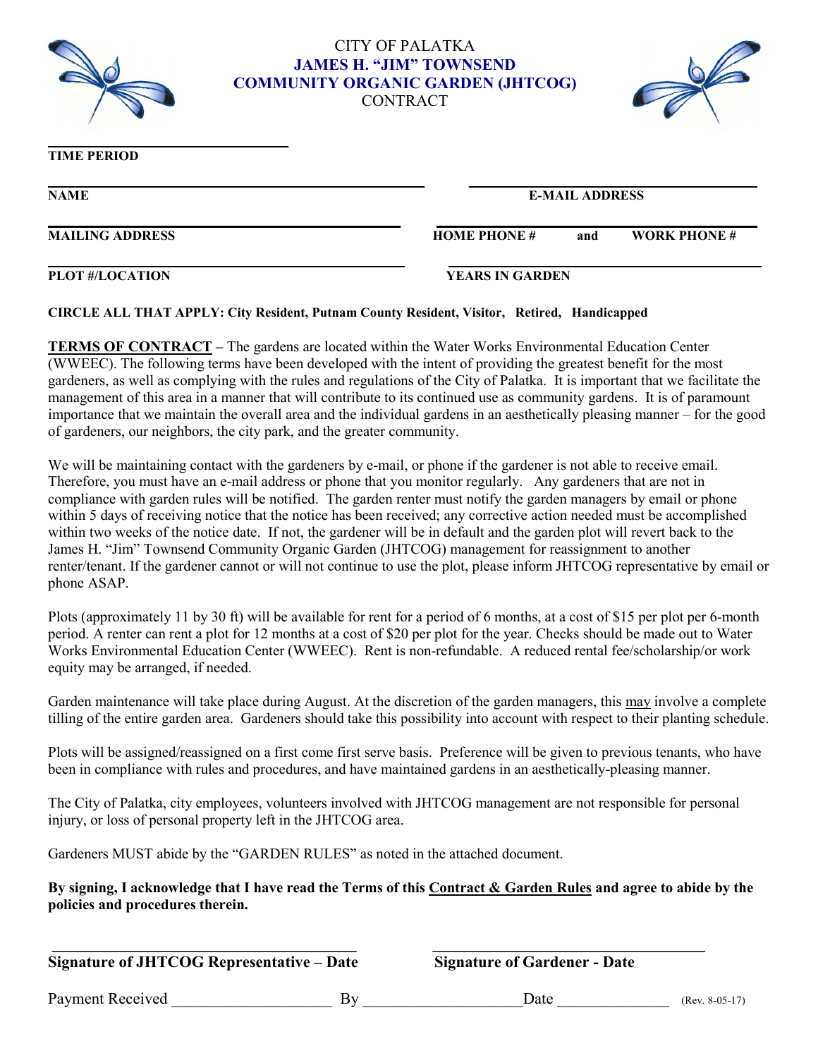CITY OF PALATKA

**JAMES H. "JIM" TOWNSEND**
**COMMUNITY ORGANIC GARDEN (JHTCOG)**

CONTRACT

______________________________
**TIME PERIOD**

______________________________ ______________________________
**NAME** **E-MAIL ADDRESS**

______________________________ ______________________________
**MAILING ADDRESS** **HOME PHONE # and WORK PHONE #**

______________________________ ______________________________
**PLOT #/LOCATION** **YEARS IN GARDEN**

**CIRCLE ALL THAT APPLY: City Resident, Putnam County Resident, Visitor, Retired, Handicapped**

**TERMS OF CONTRACT** – The gardens are located within the Water Works Environmental Education Center (WWEEC). The following terms have been developed with the intent of providing the greatest benefit for the most gardeners, as well as complying with the rules and regulations of the City of Palatka. It is important that we facilitate the management of this area in a manner that will contribute to its continued use as community gardens. It is of paramount importance that we maintain the overall area and the individual gardens in an aesthetically pleasing manner – for the good of gardeners, our neighbors, the city park, and the greater community.

We will be maintaining contact with the gardeners by e-mail, or phone if the gardener is not able to receive email. Therefore, you must have an e-mail address or phone that you monitor regularly. Any gardeners that are not in compliance with garden rules will be notified. The garden renter must notify the garden managers by email or phone within 5 days of receiving notice that the notice has been received; any corrective action needed must be accomplished within two weeks of the notice date. If not, the gardener will be in default and the garden plot will revert back to the James H. "Jim" Townsend Community Organic Garden (JHTCOG) management for reassignment to another renter/tenant. If the gardener cannot or will not continue to use the plot, please inform JHTCOG representative by email or phone ASAP.

Plots (approximately 11 by 30 ft) will be available for rent for a period of 6 months, at a cost of $15 per plot per 6-month period. A renter can rent a plot for 12 months at a cost of $20 per plot for the year. Checks should be made out to Water Works Environmental Education Center (WWEEC). Rent is non-refundable. A reduced rental fee/scholarship/or work equity may be arranged, if needed.

Garden maintenance will take place during August. At the discretion of the garden managers, this may involve a complete tilling of the entire garden area. Gardeners should take this possibility into account with respect to their planting schedule.

Plots will be assigned/reassigned on a first come first serve basis. Preference will be given to previous tenants, who have been in compliance with rules and procedures, and have maintained gardens in an aesthetically-pleasing manner.

The City of Palatka, city employees, volunteers involved with JHTCOG management are not responsible for personal injury, or loss of personal property left in the JHTCOG area.

Gardeners MUST abide by the "GARDEN RULES" as noted in the attached document.

**By signing, I acknowledge that I have read the Terms of this Contract & Garden Rules and agree to abide by the policies and procedures therein.**

______________________________ ______________________________
**Signature of JHTCOG Representative – Date** **Signature of Gardener - Date**

Payment Received ____________________ By ____________________Date ______________ (Rev. 8-05-17)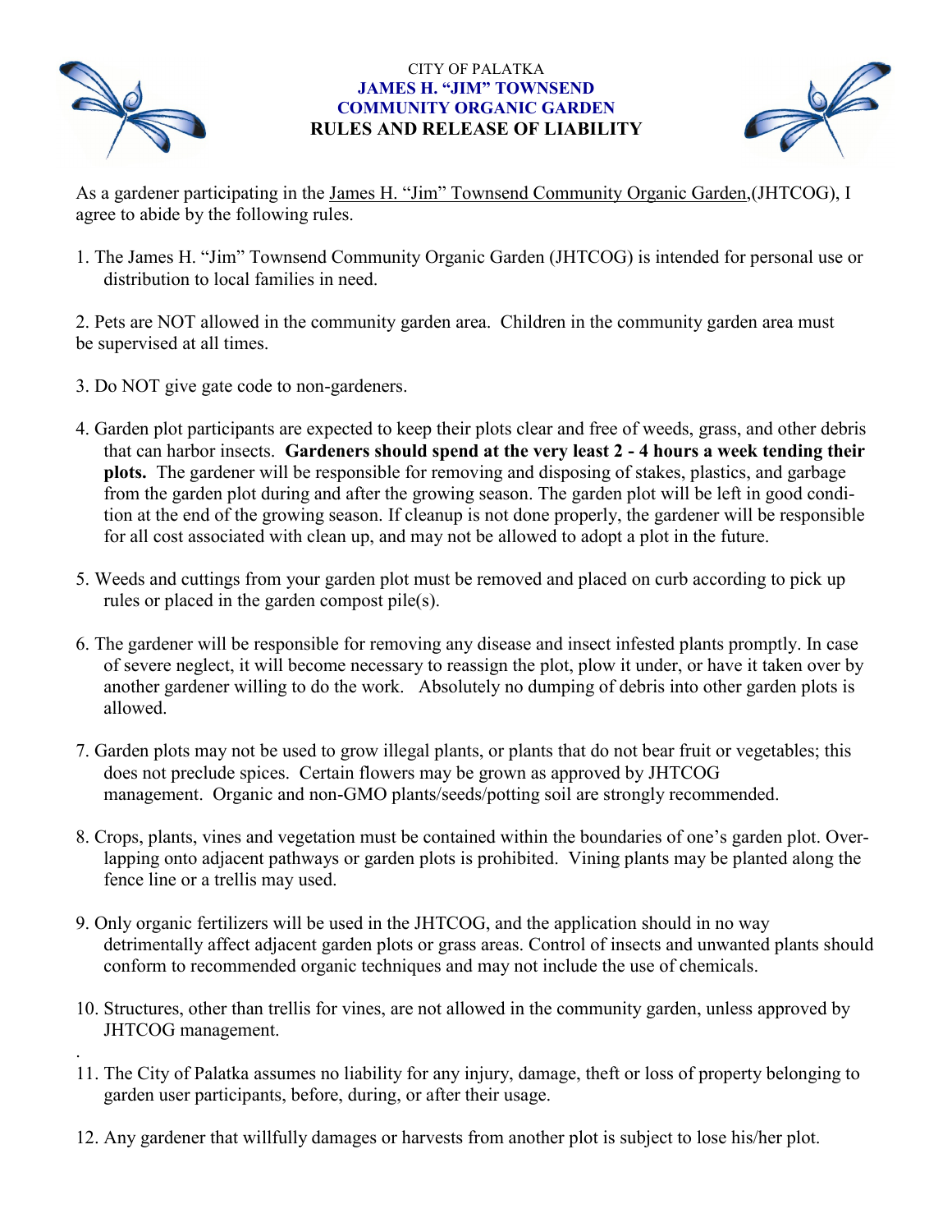CITY OF PALATKA

**JAMES H. "JIM" TOWNSEND**
**COMMUNITY ORGANIC GARDEN**
**RULES AND RELEASE OF LIABILITY**

As a gardener participating in the James H. "Jim" Townsend Community Organic Garden,(JHTCOG), I agree to abide by the following rules.

1. The James H. "Jim" Townsend Community Organic Garden (JHTCOG) is intended for personal use or distribution to local families in need.

2. Pets are NOT allowed in the community garden area. Children in the community garden area must be supervised at all times.

3. Do NOT give gate code to non-gardeners.

4. Garden plot participants are expected to keep their plots clear and free of weeds, grass, and other debris that can harbor insects. **Gardeners should spend at the very least 2 - 4 hours a week tending their plots.** The gardener will be responsible for removing and disposing of stakes, plastics, and garbage from the garden plot during and after the growing season. The garden plot will be left in good condition at the end of the growing season. If cleanup is not done properly, the gardener will be responsible for all cost associated with clean up, and may not be allowed to adopt a plot in the future.

5. Weeds and cuttings from your garden plot must be removed and placed on curb according to pick up rules or placed in the garden compost pile(s).

6. The gardener will be responsible for removing any disease and insect infested plants promptly. In case of severe neglect, it will become necessary to reassign the plot, plow it under, or have it taken over by another gardener willing to do the work. Absolutely no dumping of debris into other garden plots is allowed.

7. Garden plots may not be used to grow illegal plants, or plants that do not bear fruit or vegetables; this does not preclude spices. Certain flowers may be grown as approved by JHTCOG management. Organic and non-GMO plants/seeds/potting soil are strongly recommended.

8. Crops, plants, vines and vegetation must be contained within the boundaries of one's garden plot. Overlapping onto adjacent pathways or garden plots is prohibited. Vining plants may be planted along the fence line or a trellis may used.

9. Only organic fertilizers will be used in the JHTCOG, and the application should in no way detrimentally affect adjacent garden plots or grass areas. Control of insects and unwanted plants should conform to recommended organic techniques and may not include the use of chemicals.

10. Structures, other than trellis for vines, are not allowed in the community garden, unless approved by JHTCOG management.

11. The City of Palatka assumes no liability for any injury, damage, theft or loss of property belonging to garden user participants, before, during, or after their usage.

12. Any gardener that willfully damages or harvests from another plot is subject to lose his/her plot.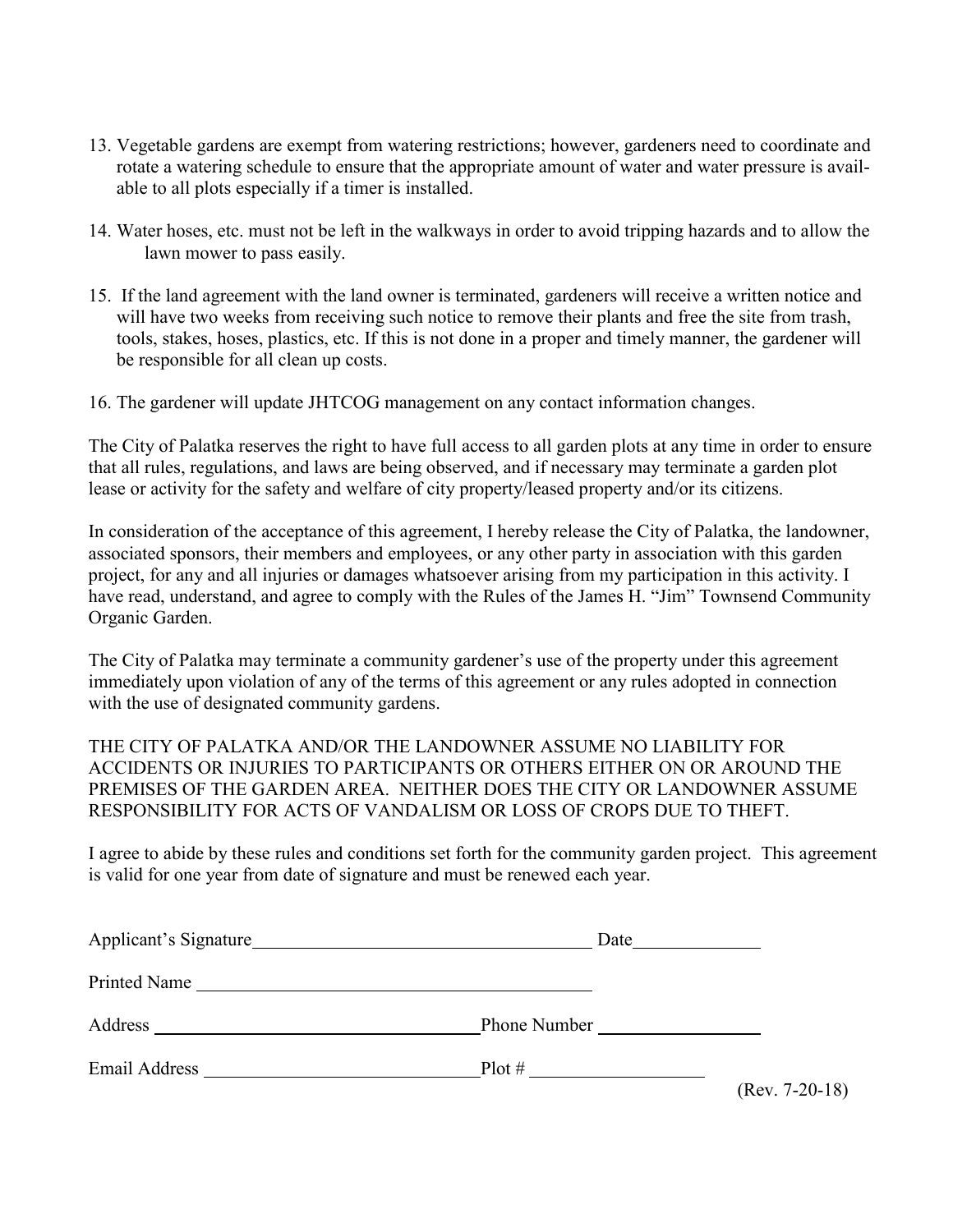13. Vegetable gardens are exempt from watering restrictions; however, gardeners need to coordinate and rotate a watering schedule to ensure that the appropriate amount of water and water pressure is available to all plots especially if a timer is installed.

14. Water hoses, etc. must not be left in the walkways in order to avoid tripping hazards and to allow the lawn mower to pass easily.

15. If the land agreement with the land owner is terminated, gardeners will receive a written notice and will have two weeks from receiving such notice to remove their plants and free the site from trash, tools, stakes, hoses, plastics, etc. If this is not done in a proper and timely manner, the gardener will be responsible for all clean up costs.

16. The gardener will update JHTCOG management on any contact information changes.

The City of Palatka reserves the right to have full access to all garden plots at any time in order to ensure that all rules, regulations, and laws are being observed, and if necessary may terminate a garden plot lease or activity for the safety and welfare of city property/leased property and/or its citizens.

In consideration of the acceptance of this agreement, I hereby release the City of Palatka, the landowner, associated sponsors, their members and employees, or any other party in association with this garden project, for any and all injuries or damages whatsoever arising from my participation in this activity. I have read, understand, and agree to comply with the Rules of the James H. "Jim" Townsend Community Organic Garden.

The City of Palatka may terminate a community gardener's use of the property under this agreement immediately upon violation of any of the terms of this agreement or any rules adopted in connection with the use of designated community gardens.

THE CITY OF PALATKA AND/OR THE LANDOWNER ASSUME NO LIABILITY FOR ACCIDENTS OR INJURIES TO PARTICIPANTS OR OTHERS EITHER ON OR AROUND THE PREMISES OF THE GARDEN AREA. NEITHER DOES THE CITY OR LANDOWNER ASSUME RESPONSIBILITY FOR ACTS OF VANDALISM OR LOSS OF CROPS DUE TO THEFT.

I agree to abide by these rules and conditions set forth for the community garden project. This agreement is valid for one year from date of signature and must be renewed each year.

Applicant's Signature\_\_\_\_\_\_\_\_\_\_\_\_\_\_\_\_\_\_\_\_\_\_\_\_\_\_\_\_\_\_\_\_\_\_\_\_ Date\_\_\_\_\_\_\_\_\_\_\_\_\_

Printed Name \_\_\_\_\_\_\_\_\_\_\_\_\_\_\_\_\_\_\_\_\_\_\_\_\_\_\_\_\_\_\_\_\_\_\_\_\_\_\_\_\_\_

Address \_\_\_\_\_\_\_\_\_\_\_\_\_\_\_\_\_\_\_\_\_\_\_\_\_\_\_\_\_\_\_\_\_\_ Phone Number \_\_\_\_\_\_\_\_\_\_\_\_\_\_\_\_\_

Email Address \_\_\_\_\_\_\_\_\_\_\_\_\_\_\_\_\_\_\_\_\_\_\_\_\_\_\_\_\_\_ Plot # \_\_\_\_\_\_\_\_\_\_\_\_\_\_\_\_\_\_

(Rev. 7-20-18)